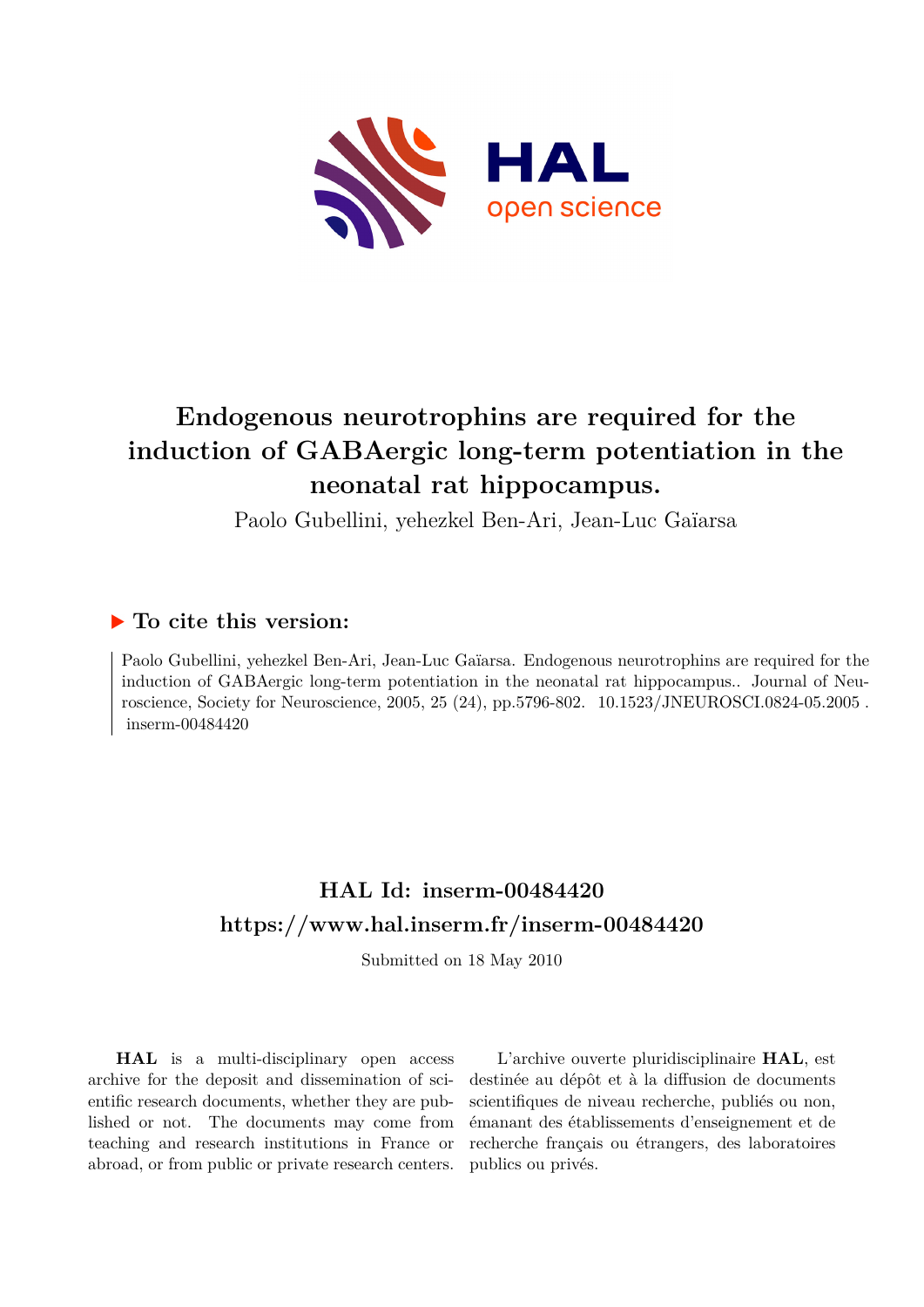# Endogenous neurotrophins are required for the induction of GABAergic long-term potentiation in the neonatal rat hippocampus.

Paolo Gubellini, yehezkel Ben-Ari, Jean-Luc Gaïarsa

## ▶ To cite this version:

Paolo Gubellini, yehezkel Ben-Ari, Jean-Luc Gaïarsa. Endogenous neurotrophins are required for the induction of GABAergic long-term potentiation in the neonatal rat hippocampus.. Journal of Neuroscience, Society for Neuroscience, 2005, 25 (24), pp.5796-802. 10.1523/JNEUROSCI.0824-05.2005 . inserm-00484420

## HAL Id: inserm-00484420

## https://www.hal.inserm.fr/inserm-00484420

Submitted on 18 May 2010

**HAL** is a multi-disciplinary open access archive for the deposit and dissemination of scientific research documents, whether they are published or not. The documents may come from teaching and research institutions in France or abroad, or from public or private research centers.

L'archive ouverte pluridisciplinaire **HAL**, est destinée au dépôt et à la diffusion de documents scientifiques de niveau recherche, publiés ou non, émanant des établissements d'enseignement et de recherche français ou étrangers, des laboratoires publics ou privés.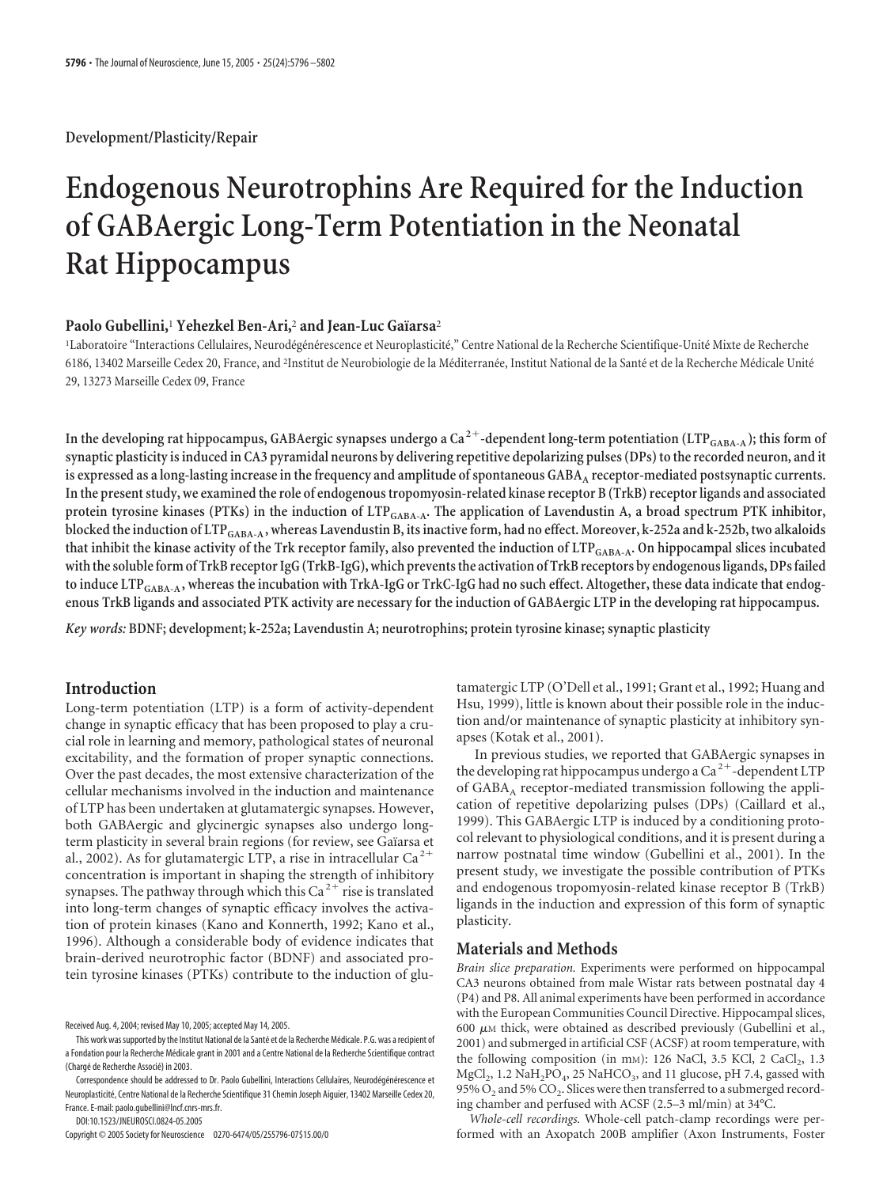Development/Plasticity/Repair

# Endogenous Neurotrophins Are Required for the Induction of GABAergic Long-Term Potentiation in the Neonatal Rat Hippocampus

**Paolo Gubellini,[1] Yehezkel Ben-Ari,[2] and Jean-Luc Gaïarsa[2]**

[1]Laboratoire "Interactions Cellulaires, Neurodégénérescence et Neuroplasticité," Centre National de la Recherche Scientifique-Unité Mixte de Recherche 6186, 13402 Marseille Cedex 20, France, and [2]Institut de Neurobiologie de la Méditerranée, Institut National de la Santé et de la Recherche Médicale Unité 29, 13273 Marseille Cedex 09, France

**In the developing rat hippocampus, GABAergic synapses undergo a $Ca^{2+}$-dependent long-term potentiation ($LTP_{GABA-A}$); this form of synaptic plasticity is induced in CA3 pyramidal neurons by delivering repetitive depolarizing pulses (DPs) to the recorded neuron, and it is expressed as a long-lasting increase in the frequency and amplitude of spontaneous $GABA_A$ receptor-mediated postsynaptic currents. In the present study, we examined the role of endogenous tropomyosin-related kinase receptor B (TrkB) receptor ligands and associated protein tyrosine kinases (PTKs) in the induction of $LTP_{GABA-A}$. The application of Lavendustin A, a broad spectrum PTK inhibitor, blocked the induction of $LTP_{GABA-A}$, whereas Lavendustin B, its inactive form, had no effect. Moreover, k-252a and k-252b, two alkaloids that inhibit the kinase activity of the Trk receptor family, also prevented the induction of $LTP_{GABA-A}$. On hippocampal slices incubated with the soluble form of TrkB receptor IgG (TrkB-IgG), which prevents the activation of TrkB receptors by endogenous ligands, DPs failed to induce $LTP_{GABA-A}$, whereas the incubation with TrkA-IgG or TrkC-IgG had no such effect. Altogether, these data indicate that endogenous TrkB ligands and associated PTK activity are necessary for the induction of GABAergic LTP in the developing rat hippocampus.**

***Key words:*** **BDNF; development; k-252a; Lavendustin A; neurotrophins; protein tyrosine kinase; synaptic plasticity**

## Introduction

Long-term potentiation (LTP) is a form of activity-dependent change in synaptic efficacy that has been proposed to play a crucial role in learning and memory, pathological states of neuronal excitability, and the formation of proper synaptic connections. Over the past decades, the most extensive characterization of the cellular mechanisms involved in the induction and maintenance of LTP has been undertaken at glutamatergic synapses. However, both GABAergic and glycinergic synapses also undergo long-term plasticity in several brain regions (for review, see Gaïarsa et al., 2002). As for glutamatergic LTP, a rise in intracellular $Ca^{2+}$ concentration is important in shaping the strength of inhibitory synapses. The pathway through which this $Ca^{2+}$ rise is translated into long-term changes of synaptic efficacy involves the activation of protein kinases (Kano and Konnerth, 1992; Kano et al., 1996). Although a considerable body of evidence indicates that brain-derived neurotrophic factor (BDNF) and associated protein tyrosine kinases (PTKs) contribute to the induction of glutamatergic LTP (O'Dell et al., 1991; Grant et al., 1992; Huang and Hsu, 1999), little is known about their possible role in the induction and/or maintenance of synaptic plasticity at inhibitory synapses (Kotak et al., 2001).

In previous studies, we reported that GABAergic synapses in the developing rat hippocampus undergo a $Ca^{2+}$-dependent LTP of $GABA_A$ receptor-mediated transmission following the application of repetitive depolarizing pulses (DPs) (Caillard et al., 1999). This GABAergic LTP is induced by a conditioning protocol relevant to physiological conditions, and it is present during a narrow postnatal time window (Gubellini et al., 2001). In the present study, we investigate the possible contribution of PTKs and endogenous tropomyosin-related kinase receptor B (TrkB) ligands in the induction and expression of this form of synaptic plasticity.

## Materials and Methods

*Brain slice preparation.* Experiments were performed on hippocampal CA3 neurons obtained from male Wistar rats between postnatal day 4 (P4) and P8. All animal experiments have been performed in accordance with the European Communities Council Directive. Hippocampal slices, 600 $\mu$M thick, were obtained as described previously (Gubellini et al., 2001) and submerged in artificial CSF (ACSF) at room temperature, with the following composition (in mM): 126 NaCl, 3.5 KCl, 2 $CaCl_2$, 1.3 $MgCl_2$, 1.2 $NaH_2PO_4$, 25 $NaHCO_3$, and 11 glucose, pH 7.4, gassed with 95% $O_2$ and 5% $CO_2$. Slices were then transferred to a submerged recording chamber and perfused with ACSF (2.5–3 ml/min) at 34°C.

*Whole-cell recordings.* Whole-cell patch-clamp recordings were performed with an Axopatch 200B amplifier (Axon Instruments, Foster

Received Aug. 4, 2004; revised May 10, 2005; accepted May 14, 2005.

This work was supported by the Institut National de la Santé et de la Recherche Médicale. P.G. was a recipient of a Fondation pour la Recherche Médicale grant in 2001 and a Centre National de la Recherche Scientifique contract (Chargé de Recherche Associé) in 2003.

Correspondence should be addressed to Dr. Paolo Gubellini, Interactions Cellulaires, Neurodégénérescence et Neuroplasticité, Centre National de la Recherche Scientifique 31 Chemin Joseph Aiguier, 13402 Marseille Cedex 20, France. E-mail: paolo.gubellini@incf.cnrs-mrs.fr.

DOI:10.1523/JNEUROSCI.0824-05.2005

Copyright © 2005 Society for Neuroscience 0270-6474/05/255796-07$15.00/0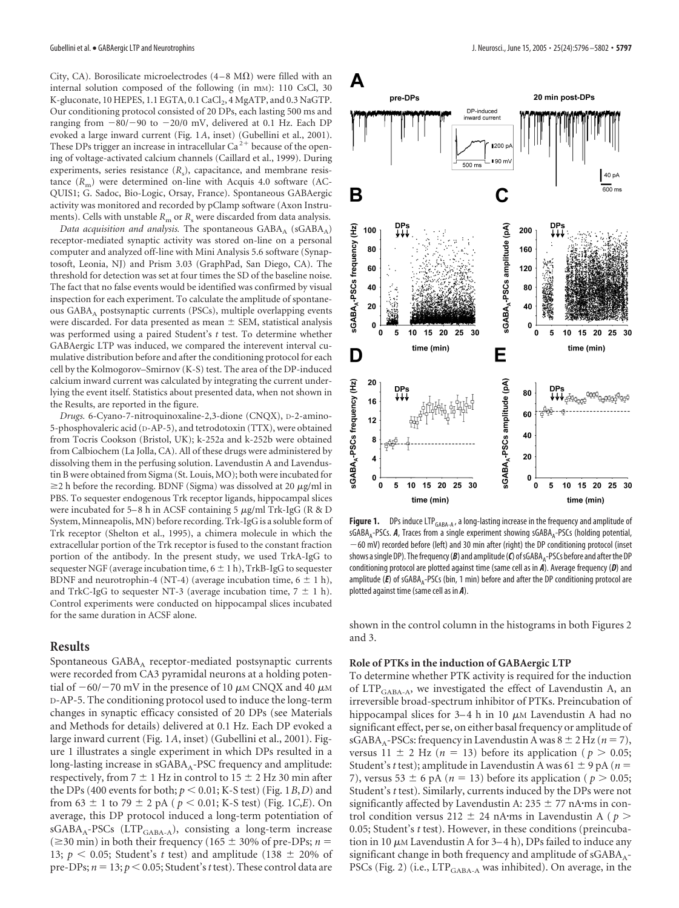City, CA). Borosilicate microelectrodes (4–8 MΩ) were filled with an internal solution composed of the following (in mM): 110 CsCl, 30 K-gluconate, 10 HEPES, 1.1 EGTA, 0.1 $CaCl_2$, 4 MgATP, and 0.3 NaGTP. Our conditioning protocol consisted of 20 DPs, each lasting 500 ms and ranging from −80/−90 to −20/0 mV, delivered at 0.1 Hz. Each DP evoked a large inward current (Fig. 1*A*, inset) (Gubellini et al., 2001). These DPs trigger an increase in intracellular $Ca^{2+}$ because of the opening of voltage-activated calcium channels (Caillard et al., 1999). During experiments, series resistance ($R_s$), capacitance, and membrane resistance ($R_m$) were determined on-line with Acquis 4.0 software (ACQUIS1; G. Sadoc, Bio-Logic, Orsay, France). Spontaneous GABAergic activity was monitored and recorded by pClamp software (Axon Instruments). Cells with unstable $R_m$ or $R_s$ were discarded from data analysis.

*Data acquisition and analysis.* The spontaneous $GABA_A$ ($sGABA_A$) receptor-mediated synaptic activity was stored on-line on a personal computer and analyzed off-line with Mini Analysis 5.6 software (Synaptosoft, Leonia, NJ) and Prism 3.03 (GraphPad, San Diego, CA). The threshold for detection was set at four times the SD of the baseline noise. The fact that no false events would be identified was confirmed by visual inspection for each experiment. To calculate the amplitude of spontaneous $GABA_A$ postsynaptic currents (PSCs), multiple overlapping events were discarded. For data presented as mean ± SEM, statistical analysis was performed using a paired Student's *t* test. To determine whether GABAergic LTP was induced, we compared the interevent interval cumulative distribution before and after the conditioning protocol for each cell by the Kolmogorov–Smirnov (K-S) test. The area of the DP-induced calcium inward current was calculated by integrating the current underlying the event itself. Statistics about presented data, when not shown in the Results, are reported in the figure.

*Drugs.* 6-Cyano-7-nitroquinoxaline-2,3-dione (CNQX), D-2-amino-5-phosphovaleric acid (D-AP-5), and tetrodotoxin (TTX), were obtained from Tocris Cookson (Bristol, UK); k-252a and k-252b were obtained from Calbiochem (La Jolla, CA). All of these drugs were administered by dissolving them in the perfusing solution. Lavendustin A and Lavendustin B were obtained from Sigma (St. Louis, MO); both were incubated for ≥2 h before the recording. BDNF (Sigma) was dissolved at 20 μg/ml in PBS. To sequester endogenous Trk receptor ligands, hippocampal slices were incubated for 5–8 h in ACSF containing 5 μg/ml Trk-IgG (R & D System, Minneapolis, MN) before recording. Trk-IgG is a soluble form of Trk receptor (Shelton et al., 1995), a chimera molecule in which the extracellular portion of the Trk receptor is fused to the constant fraction portion of the antibody. In the present study, we used TrkA-IgG to sequester NGF (average incubation time, 6 ± 1 h), TrkB-IgG to sequester BDNF and neurotrophin-4 (NT-4) (average incubation time, 6 ± 1 h), and TrkC-IgG to sequester NT-3 (average incubation time, 7 ± 1 h). Control experiments were conducted on hippocampal slices incubated for the same duration in ACSF alone.

## Results

Spontaneous $GABA_A$ receptor-mediated postsynaptic currents were recorded from CA3 pyramidal neurons at a holding potential of −60/−70 mV in the presence of 10 μM CNQX and 40 μM D-AP-5. The conditioning protocol used to induce the long-term changes in synaptic efficacy consisted of 20 DPs (see Materials and Methods for details) delivered at 0.1 Hz. Each DP evoked a large inward current (Fig. 1*A*, inset) (Gubellini et al., 2001). Figure 1 illustrates a single experiment in which DPs resulted in a long-lasting increase in $sGABA_A$-PSC frequency and amplitude: respectively, from 7 ± 1 Hz in control to 15 ± 2 Hz 30 min after the DPs (400 events for both; $p < 0.01$; K-S test) (Fig. 1*B*,*D*) and from 63 ± 1 to 79 ± 2 pA ($p < 0.01$; K-S test) (Fig. 1*C*,*E*). On average, this DP protocol induced a long-term potentiation of $sGABA_A$-PSCs ($LTP_{GABA-A}$), consisting a long-term increase (≥30 min) in both their frequency (165 ± 30% of pre-DPs; $n = 13$; $p < 0.05$; Student's *t* test) and amplitude (138 ± 20% of pre-DPs; $n = 13$; $p < 0.05$; Student's *t* test). These control data are shown in the control column in the histograms in both Figures 2 and 3.

**Figure 1.** DPs induce $LTP_{GABA-A}$, a long-lasting increase in the frequency and amplitude of $sGABA_A$-PSCs. ***A***, Traces from a single experiment showing $sGABA_A$-PSCs (holding potential, −60 mV) recorded before (left) and 30 min after (right) the DP conditioning protocol (inset shows a single DP). The frequency (***B***) and amplitude (***C***) of $sGABA_A$-PSCs before and after the DP conditioning protocol are plotted against time (same cell as in ***A***). Average frequency (***D***) and amplitude (***E***) of $sGABA_A$-PSCs (bin, 1 min) before and after the DP conditioning protocol are plotted against time (same cell as in ***A***).

### Role of PTKs in the induction of GABAergic LTP

To determine whether PTK activity is required for the induction of $LTP_{GABA-A}$, we investigated the effect of Lavendustin A, an irreversible broad-spectrum inhibitor of PTKs. Preincubation of hippocampal slices for 3–4 h in 10 μM Lavendustin A had no significant effect, per se, on either basal frequency or amplitude of $sGABA_A$-PSCs: frequency in Lavendustin A was 8 ± 2 Hz ($n = 7$), versus 11 ± 2 Hz ($n = 13$) before its application ($p > 0.05$; Student's *t* test); amplitude in Lavendustin A was 61 ± 9 pA ($n = 7$), versus 53 ± 6 pA ($n = 13$) before its application ($p > 0.05$; Student's *t* test). Similarly, currents induced by the DPs were not significantly affected by Lavendustin A: 235 ± 77 nA·ms in control condition versus 212 ± 24 nA·ms in Lavendustin A ($p > 0.05$; Student's *t* test). However, in these conditions (preincubation in 10 μM Lavendustin A for 3–4 h), DPs failed to induce any significant change in both frequency and amplitude of $sGABA_A$-PSCs (Fig. 2) (i.e., $LTP_{GABA-A}$ was inhibited). On average, in the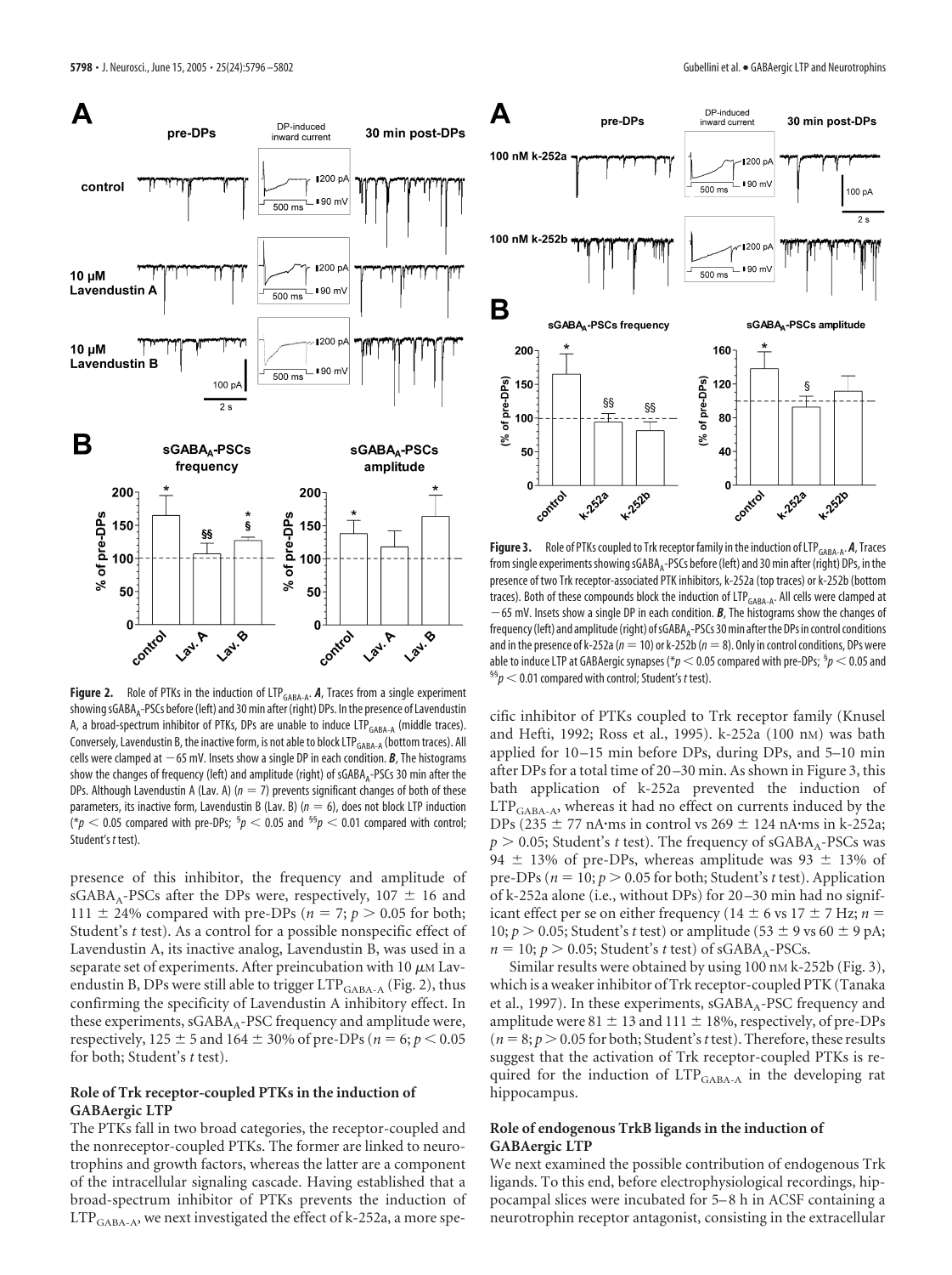**Figure 2.** Role of PTKs in the induction of $LTP_{GABA-A}$. ***A***, Traces from a single experiment showing $sGABA_A$-PSCs before (left) and 30 min after (right) DPs. In the presence of Lavendustin A, a broad-spectrum inhibitor of PTKs, DPs are unable to induce $LTP_{GABA-A}$ (middle traces). Conversely, Lavendustin B, the inactive form, is not able to block $LTP_{GABA-A}$ (bottom traces). All cells were clamped at −65 mV. Insets show a single DP in each condition. ***B***, The histograms show the changes of frequency (left) and amplitude (right) of $sGABA_A$-PSCs 30 min after the DPs. Although Lavendustin A (Lav. A) ($n = 7$) prevents significant changes of both of these parameters, its inactive form, Lavendustin B (Lav. B) ($n = 6$), does not block LTP induction (*$p < 0.05$ compared with pre-DPs; §$p < 0.05$ and §§$p < 0.01$ compared with control; Student's *t* test).

presence of this inhibitor, the frequency and amplitude of $sGABA_A$-PSCs after the DPs were, respectively, 107 ± 16 and 111 ± 24% compared with pre-DPs ($n = 7$; $p > 0.05$ for both; Student's *t* test). As a control for a possible nonspecific effect of Lavendustin A, its inactive analog, Lavendustin B, was used in a separate set of experiments. After preincubation with 10 μM Lavendustin B, DPs were still able to trigger $LTP_{GABA-A}$ (Fig. 2), thus confirming the specificity of Lavendustin A inhibitory effect. In these experiments, $sGABA_A$-PSC frequency and amplitude were, respectively, 125 ± 5 and 164 ± 30% of pre-DPs ($n = 6$; $p < 0.05$ for both; Student's *t* test).

### Role of Trk receptor-coupled PTKs in the induction of GABAergic LTP

The PTKs fall in two broad categories, the receptor-coupled and the nonreceptor-coupled PTKs. The former are linked to neurotrophins and growth factors, whereas the latter are a component of the intracellular signaling cascade. Having established that a broad-spectrum inhibitor of PTKs prevents the induction of $LTP_{GABA-A}$, we next investigated the effect of k-252a, a more specific inhibitor of PTKs coupled to Trk receptor family (Knusel and Hefti, 1992; Ross et al., 1995). k-252a (100 nM) was bath applied for 10–15 min before DPs, during DPs, and 5–10 min after DPs for a total time of 20–30 min. As shown in Figure 3, this bath application of k-252a prevented the induction of $LTP_{GABA-A}$, whereas it had no effect on currents induced by the DPs (235 ± 77 nA•ms in control vs 269 ± 124 nA•ms in k-252a; $p > 0.05$; Student's *t* test). The frequency of $sGABA_A$-PSCs was 94 ± 13% of pre-DPs, whereas amplitude was 93 ± 13% of pre-DPs ($n = 10$; $p > 0.05$ for both; Student's *t* test). Application of k-252a alone (i.e., without DPs) for 20–30 min had no significant effect per se on either frequency (14 ± 6 vs 17 ± 7 Hz; $n = 10$; $p > 0.05$; Student's *t* test) or amplitude (53 ± 9 vs 60 ± 9 pA; $n = 10$; $p > 0.05$; Student's *t* test) of $sGABA_A$-PSCs.

Similar results were obtained by using 100 nM k-252b (Fig. 3), which is a weaker inhibitor of Trk receptor-coupled PTK (Tanaka et al., 1997). In these experiments, $sGABA_A$-PSC frequency and amplitude were 81 ± 13 and 111 ± 18%, respectively, of pre-DPs ($n = 8$; $p > 0.05$ for both; Student's *t* test). Therefore, these results suggest that the activation of Trk receptor-coupled PTKs is required for the induction of $LTP_{GABA-A}$ in the developing rat hippocampus.

**Figure 3.** Role of PTKs coupled to Trk receptor family in the induction of $LTP_{GABA-A}$. ***A***, Traces from single experiments showing $sGABA_A$-PSCs before (left) and 30 min after (right) DPs, in the presence of two Trk receptor-associated PTK inhibitors, k-252a (top traces) or k-252b (bottom traces). Both of these compounds block the induction of $LTP_{GABA-A}$. All cells were clamped at −65 mV. Insets show a single DP in each condition. ***B***, The histograms show the changes of frequency (left) and amplitude (right) of $sGABA_A$-PSCs 30 min after the DPs in control conditions and in the presence of k-252a ($n = 10$) or k-252b ($n = 8$). Only in control conditions, DPs were able to induce LTP at GABAergic synapses (*$p < 0.05$ compared with pre-DPs; §$p < 0.05$ and §§$p < 0.01$ compared with control; Student's *t* test).

### Role of endogenous TrkB ligands in the induction of GABAergic LTP

We next examined the possible contribution of endogenous Trk ligands. To this end, before electrophysiological recordings, hippocampal slices were incubated for 5–8 h in ACSF containing a neurotrophin receptor antagonist, consisting in the extracellular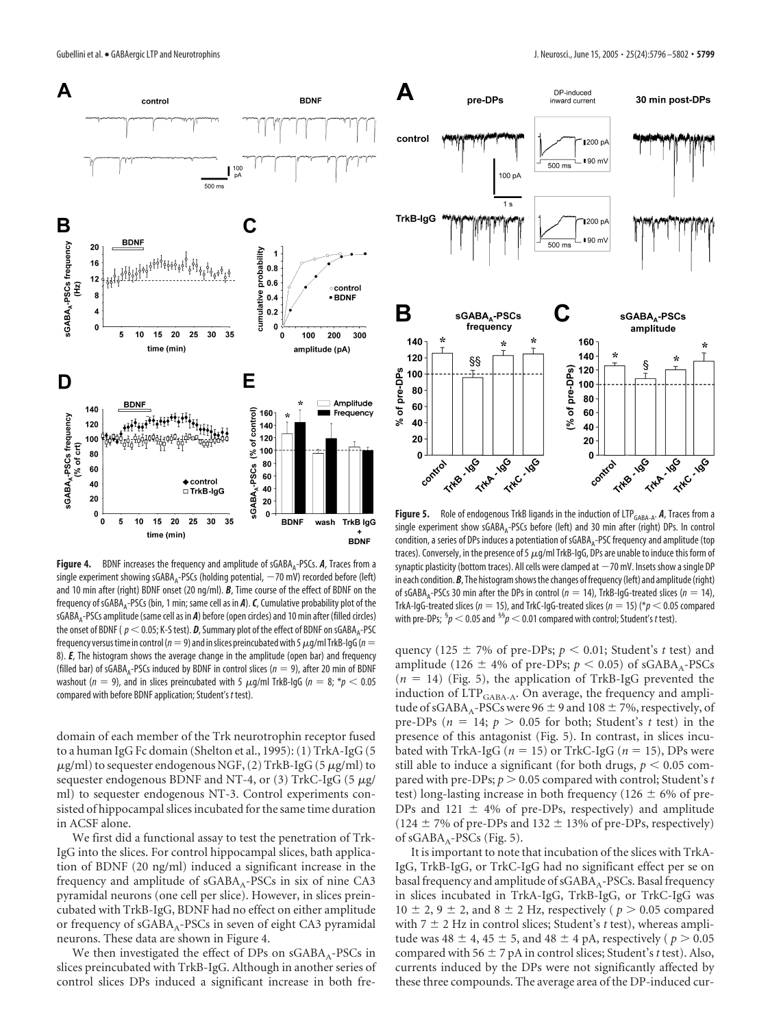**Figure 4.** BDNF increases the frequency and amplitude of $sGABA_A$-PSCs. ***A***, Traces from a single experiment showing $sGABA_A$-PSCs (holding potential, −70 mV) recorded before (left) and 10 min after (right) BDNF onset (20 ng/ml). ***B***, Time course of the effect of BDNF on the frequency of $sGABA_A$-PSCs (bin, 1 min; same cell as in ***A***). ***C***, Cumulative probability plot of the $sGABA_A$-PSCs amplitude (same cell as in ***A***) before (open circles) and 10 min after (filled circles) the onset of BDNF ($p < 0.05$; K-S test). ***D***, Summary plot of the effect of BDNF on $sGABA_A$-PSC frequency versus time in control ($n = 9$) and in slices preincubated with 5 μg/ml TrkB-IgG ($n = 8$). ***E***, The histogram shows the average change in the amplitude (open bar) and frequency (filled bar) of $sGABA_A$-PSCs induced by BDNF in control slices ($n = 9$), after 20 min of BDNF washout ($n = 9$), and in slices preincubated with 5 μg/ml TrkB-IgG ($n = 8$; $^*p < 0.05$ compared with before BDNF application; Student's *t* test).

**Figure 5.** Role of endogenous TrkB ligands in the induction of $LTP_{GABA-A}$. ***A***, Traces from a single experiment show $sGABA_A$-PSCs before (left) and 30 min after (right) DPs. In control condition, a series of DPs induces a potentiation of $sGABA_A$-PSC frequency and amplitude (top traces). Conversely, in the presence of 5 μg/ml TrkB-IgG, DPs are unable to induce this form of synaptic plasticity (bottom traces). All cells were clamped at −70 mV. Insets show a single DP in each condition. ***B***, The histogram shows the changes of frequency (left) and amplitude (right) of $sGABA_A$-PSCs 30 min after the DPs in control ($n = 14$), TrkB-IgG-treated slices ($n = 14$), TrkA-IgG-treated slices ($n = 15$), and TrkC-IgG-treated slices ($n = 15$) ($^*p < 0.05$ compared with pre-DPs; $^{\S}p < 0.05$ and $^{\S\S}p < 0.01$ compared with control; Student's *t* test).

domain of each member of the Trk neurotrophin receptor fused to a human IgG Fc domain (Shelton et al., 1995): (1) TrkA-IgG (5 μg/ml) to sequester endogenous NGF, (2) TrkB-IgG (5 μg/ml) to sequester endogenous BDNF and NT-4, or (3) TrkC-IgG (5 μg/ml) to sequester endogenous NT-3. Control experiments consisted of hippocampal slices incubated for the same time duration in ACSF alone.

We first did a functional assay to test the penetration of Trk-IgG into the slices. For control hippocampal slices, bath application of BDNF (20 ng/ml) induced a significant increase in the frequency and amplitude of $sGABA_A$-PSCs in six of nine CA3 pyramidal neurons (one cell per slice). However, in slices preincubated with TrkB-IgG, BDNF had no effect on either amplitude or frequency of $sGABA_A$-PSCs in seven of eight CA3 pyramidal neurons. These data are shown in Figure 4.

We then investigated the effect of DPs on $sGABA_A$-PSCs in slices preincubated with TrkB-IgG. Although in another series of control slices DPs induced a significant increase in both frequency (125 ± 7% of pre-DPs; $p < 0.01$; Student's *t* test) and amplitude (126 ± 4% of pre-DPs; $p < 0.05$) of $sGABA_A$-PSCs ($n = 14$) (Fig. 5), the application of TrkB-IgG prevented the induction of $LTP_{GABA-A}$. On average, the frequency and amplitude of $sGABA_A$-PSCs were 96 ± 9 and 108 ± 7%, respectively, of pre-DPs ($n = 14$; $p > 0.05$ for both; Student's *t* test) in the presence of this antagonist (Fig. 5). In contrast, in slices incubated with TrkA-IgG ($n = 15$) or TrkC-IgG ($n = 15$), DPs were still able to induce a significant (for both drugs, $p < 0.05$ compared with pre-DPs; $p > 0.05$ compared with control; Student's *t* test) long-lasting increase in both frequency (126 ± 6% of pre-DPs and 121 ± 4% of pre-DPs, respectively) and amplitude (124 ± 7% of pre-DPs and 132 ± 13% of pre-DPs, respectively) of $sGABA_A$-PSCs (Fig. 5).

It is important to note that incubation of the slices with TrkA-IgG, TrkB-IgG, or TrkC-IgG had no significant effect per se on basal frequency and amplitude of $sGABA_A$-PSCs. Basal frequency in slices incubated in TrkA-IgG, TrkB-IgG, or TrkC-IgG was 10 ± 2, 9 ± 2, and 8 ± 2 Hz, respectively ($p > 0.05$ compared with 7 ± 2 Hz in control slices; Student's *t* test), whereas amplitude was 48 ± 4, 45 ± 5, and 48 ± 4 pA, respectively ($p > 0.05$ compared with 56 ± 7 pA in control slices; Student's *t* test). Also, currents induced by the DPs were not significantly affected by these three compounds. The average area of the DP-induced cur-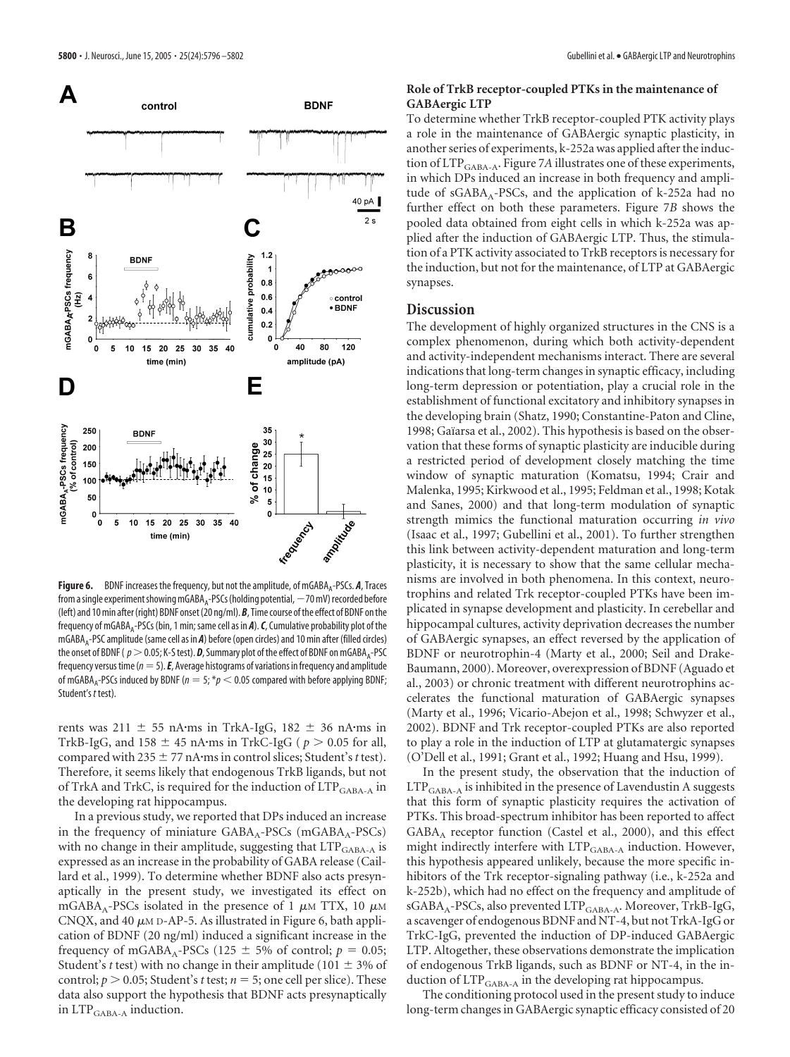**Figure 6.** BDNF increases the frequency, but not the amplitude, of mGABA$_A$-PSCs. ***A***, Traces from a single experiment showing mGABA$_A$-PSCs (holding potential, −70 mV) recorded before (left) and 10 min after (right) BDNF onset (20 ng/ml). ***B***, Time course of the effect of BDNF on the frequency of mGABA$_A$-PSCs (bin, 1 min; same cell as in ***A***). ***C***, Cumulative probability plot of the mGABA$_A$-PSC amplitude (same cell as in ***A***) before (open circles) and 10 min after (filled circles) the onset of BDNF ($p > 0.05$; K-S test). ***D***, Summary plot of the effect of BDNF on mGABA$_A$-PSC frequency versus time ($n = 5$). ***E***, Average histograms of variations in frequency and amplitude of mGABA$_A$-PSCs induced by BDNF ($n = 5$; $*p < 0.05$ compared with before applying BDNF; Student's *t* test).

rents was 211 ± 55 nA•ms in TrkA-IgG, 182 ± 36 nA•ms in TrkB-IgG, and 158 ± 45 nA•ms in TrkC-IgG ($p > 0.05$ for all, compared with 235 ± 77 nA•ms in control slices; Student's *t* test). Therefore, it seems likely that endogenous TrkB ligands, but not of TrkA and TrkC, is required for the induction of LTP$_{GABA\text{-}A}$ in the developing rat hippocampus.

In a previous study, we reported that DPs induced an increase in the frequency of miniature GABA$_A$-PSCs (mGABA$_A$-PSCs) with no change in their amplitude, suggesting that LTP$_{GABA\text{-}A}$ is expressed as an increase in the probability of GABA release (Caillard et al., 1999). To determine whether BDNF also acts presynaptically in the present study, we investigated its effect on mGABA$_A$-PSCs isolated in the presence of 1 μM TTX, 10 μM CNQX, and 40 μM D-AP-5. As illustrated in Figure 6, bath application of BDNF (20 ng/ml) induced a significant increase in the frequency of mGABA$_A$-PSCs (125 ± 5% of control; $p = 0.05$; Student's *t* test) with no change in their amplitude (101 ± 3% of control; $p > 0.05$; Student's *t* test; $n = 5$; one cell per slice). These data also support the hypothesis that BDNF acts presynaptically in LTP$_{GABA\text{-}A}$ induction.

### Role of TrkB receptor-coupled PTKs in the maintenance of GABAergic LTP

To determine whether TrkB receptor-coupled PTK activity plays a role in the maintenance of GABAergic synaptic plasticity, in another series of experiments, k-252a was applied after the induction of LTP$_{GABA\text{-}A}$. Figure 7*A* illustrates one of these experiments, in which DPs induced an increase in both frequency and amplitude of sGABA$_A$-PSCs, and the application of k-252a had no further effect on both these parameters. Figure 7*B* shows the pooled data obtained from eight cells in which k-252a was applied after the induction of GABAergic LTP. Thus, the stimulation of a PTK activity associated to TrkB receptors is necessary for the induction, but not for the maintenance, of LTP at GABAergic synapses.

## Discussion

The development of highly organized structures in the CNS is a complex phenomenon, during which both activity-dependent and activity-independent mechanisms interact. There are several indications that long-term changes in synaptic efficacy, including long-term depression or potentiation, play a crucial role in the establishment of functional excitatory and inhibitory synapses in the developing brain (Shatz, 1990; Constantine-Paton and Cline, 1998; Gaïarsa et al., 2002). This hypothesis is based on the observation that these forms of synaptic plasticity are inducible during a restricted period of development closely matching the time window of synaptic maturation (Komatsu, 1994; Crair and Malenka, 1995; Kirkwood et al., 1995; Feldman et al., 1998; Kotak and Sanes, 2000) and that long-term modulation of synaptic strength mimics the functional maturation occurring *in vivo* (Isaac et al., 1997; Gubellini et al., 2001). To further strengthen this link between activity-dependent maturation and long-term plasticity, it is necessary to show that the same cellular mechanisms are involved in both phenomena. In this context, neurotrophins and related Trk receptor-coupled PTKs have been implicated in synapse development and plasticity. In cerebellar and hippocampal cultures, activity deprivation decreases the number of GABAergic synapses, an effect reversed by the application of BDNF or neurotrophin-4 (Marty et al., 2000; Seil and Drake-Baumann, 2000). Moreover, overexpression of BDNF (Aguado et al., 2003) or chronic treatment with different neurotrophins accelerates the functional maturation of GABAergic synapses (Marty et al., 1996; Vicario-Abejon et al., 1998; Schwyzer et al., 2002). BDNF and Trk receptor-coupled PTKs are also reported to play a role in the induction of LTP at glutamatergic synapses (O'Dell et al., 1991; Grant et al., 1992; Huang and Hsu, 1999).

In the present study, the observation that the induction of LTP$_{GABA\text{-}A}$ is inhibited in the presence of Lavendustin A suggests that this form of synaptic plasticity requires the activation of PTKs. This broad-spectrum inhibitor has been reported to affect GABA$_A$ receptor function (Castel et al., 2000), and this effect might indirectly interfere with LTP$_{GABA\text{-}A}$ induction. However, this hypothesis appeared unlikely, because the more specific inhibitors of the Trk receptor-signaling pathway (i.e., k-252a and k-252b), which had no effect on the frequency and amplitude of sGABA$_A$-PSCs, also prevented LTP$_{GABA\text{-}A}$. Moreover, TrkB-IgG, a scavenger of endogenous BDNF and NT-4, but not TrkA-IgG or TrkC-IgG, prevented the induction of DP-induced GABAergic LTP. Altogether, these observations demonstrate the implication of endogenous TrkB ligands, such as BDNF or NT-4, in the induction of LTP$_{GABA\text{-}A}$ in the developing rat hippocampus.

The conditioning protocol used in the present study to induce long-term changes in GABAergic synaptic efficacy consisted of 20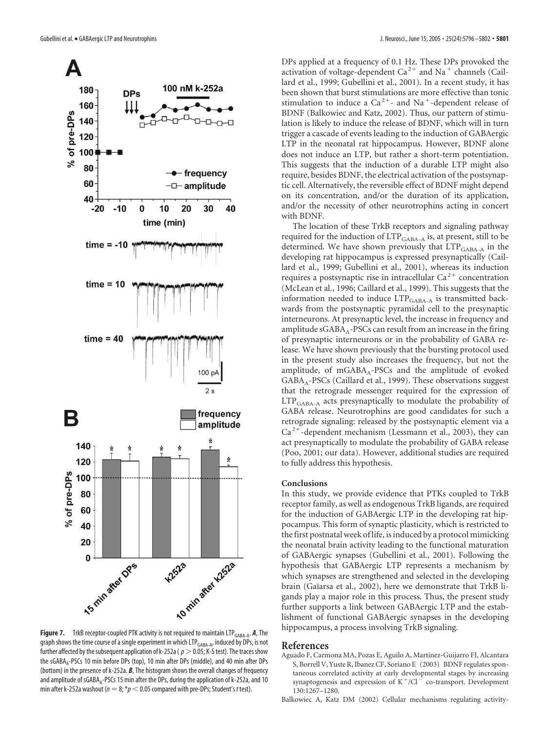**Figure 7.** TrkB receptor-coupled PTK activity is not required to maintain $LTP_{GABA-A}$. ***A***, The graph shows the time course of a single experiment in which $LTP_{GABA-A}$, induced by DPs, is not further affected by the subsequent application of k-252a ($p > 0.05$; K-S test). The traces show the $sGABA_A$-PSCs 10 min before DPs (top), 10 min after DPs (middle), and 40 min after DPs (bottom) in the presence of k-252a. ***B***, The histogram shows the overall changes of frequency and amplitude of $sGABA_A$-PSCs 15 min after the DPs, during the application of k-252a, and 10 min after k-252a washout ($n = 8$; $*p < 0.05$ compared with pre-DPs; Student's $t$ test).

DPs applied at a frequency of 0.1 Hz. These DPs provoked the activation of voltage-dependent $Ca^{2+}$ and $Na^+$ channels (Caillard et al., 1999; Gubellini et al., 2001). In a recent study, it has been shown that burst stimulations are more effective than tonic stimulation to induce a $Ca^{2+}$- and $Na^+$-dependent release of BDNF (Balkowiec and Katz, 2002). Thus, our pattern of stimulation is likely to induce the release of BDNF, which will in turn trigger a cascade of events leading to the induction of GABAergic LTP in the neonatal rat hippocampus. However, BDNF alone does not induce an LTP, but rather a short-term potentiation. This suggests that the induction of a durable LTP might also require, besides BDNF, the electrical activation of the postsynaptic cell. Alternatively, the reversible effect of BDNF might depend on its concentration, and/or the duration of its application, and/or the necessity of other neurotrophins acting in concert with BDNF.

The location of these TrkB receptors and signaling pathway required for the induction of $LTP_{GABA-A}$ is, at present, still to be determined. We have shown previously that $LTP_{GABA-A}$ in the developing rat hippocampus is expressed presynaptically (Caillard et al., 1999; Gubellini et al., 2001), whereas its induction requires a postsynaptic rise in intracellular $Ca^{2+}$ concentration (McLean et al., 1996; Caillard et al., 1999). This suggests that the information needed to induce $LTP_{GABA-A}$ is transmitted backwards from the postsynaptic pyramidal cell to the presynaptic interneurons. At presynaptic level, the increase in frequency and amplitude $sGABA_A$-PSCs can result from an increase in the firing of presynaptic interneurons or in the probability of GABA release. We have shown previously that the bursting protocol used in the present study also increases the frequency, but not the amplitude, of $mGABA_A$-PSCs and the amplitude of evoked $GABA_A$-PSCs (Caillard et al., 1999). These observations suggest that the retrograde messenger required for the expression of $LTP_{GABA-A}$ acts presynaptically to modulate the probability of GABA release. Neurotrophins are good candidates for such a retrograde signaling: released by the postsynaptic element via a $Ca^{2+}$-dependent mechanism (Lessmann et al., 2003), they can act presynaptically to modulate the probability of GABA release (Poo, 2001; our data). However, additional studies are required to fully address this hypothesis.

## Conclusions

In this study, we provide evidence that PTKs coupled to TrkB receptor family, as well as endogenous TrkB ligands, are required for the induction of GABAergic LTP in the developing rat hippocampus. This form of synaptic plasticity, which is restricted to the first postnatal week of life, is induced by a protocol mimicking the neonatal brain activity leading to the functional maturation of GABAergic synapses (Gubellini et al., 2001). Following the hypothesis that GABAergic LTP represents a mechanism by which synapses are strengthened and selected in the developing brain (Gaïarsa et al., 2002), here we demonstrate that TrkB ligands play a major role in this process. Thus, the present study further supports a link between GABAergic LTP and the establishment of functional GABAergic synapses in the developing hippocampus, a process involving TrkB signaling.

## References

Aguado F, Carmona MA, Pozas E, Aguilo A, Martinez-Guijarro FJ, Alcantara S, Borrell V, Yuste R, Ibanez CF, Soriano E (2003) BDNF regulates spontaneous correlated activity at early developmental stages by increasing synaptogenesis and expression of $K^+/Cl^-$ co-transport. Development 130:1267–1280.

Balkowiec A, Katz DM (2002) Cellular mechanisms regulating activity-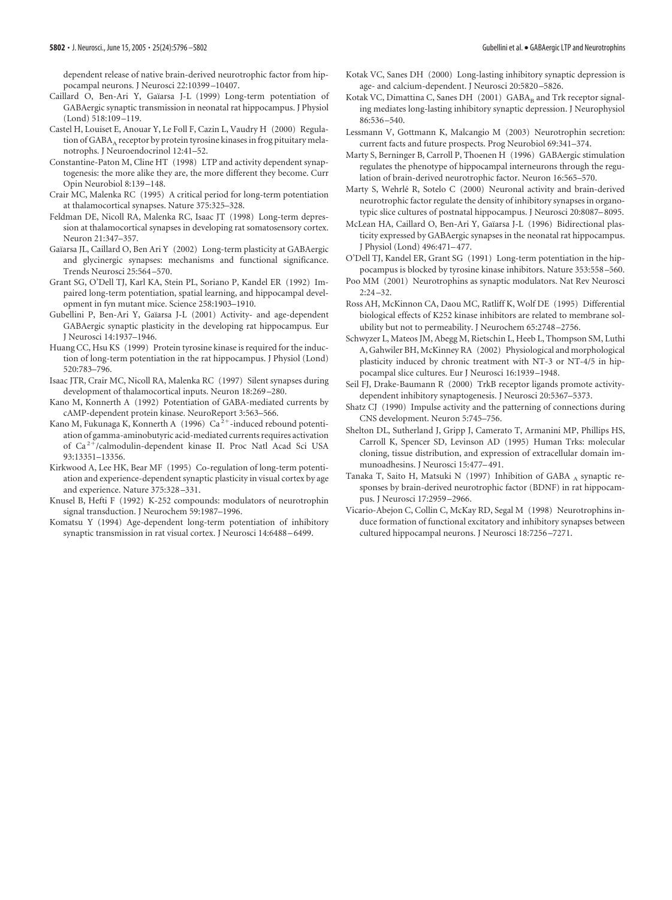dependent release of native brain-derived neurotrophic factor from hippocampal neurons. J Neurosci 22:10399–10407.

Caillard O, Ben-Ari Y, Gaïarsa J-L (1999) Long-term potentiation of GABAergic synaptic transmission in neonatal rat hippocampus. J Physiol (Lond) 518:109–119.

Castel H, Louiset E, Anouar Y, Le Foll F, Cazin L, Vaudry H (2000) Regulation of $GABA_A$ receptor by protein tyrosine kinases in frog pituitary melanotrophs. J Neuroendocrinol 12:41–52.

Constantine-Paton M, Cline HT (1998) LTP and activity dependent synaptogenesis: the more alike they are, the more different they become. Curr Opin Neurobiol 8:139–148.

Crair MC, Malenka RC (1995) A critical period for long-term potentiation at thalamocortical synapses. Nature 375:325–328.

Feldman DE, Nicoll RA, Malenka RC, Isaac JT (1998) Long-term depression at thalamocortical synapses in developing rat somatosensory cortex. Neuron 21:347–357.

Gaïarsa JL, Caillard O, Ben Ari Y (2002) Long-term plasticity at GABAergic and glycinergic synapses: mechanisms and functional significance. Trends Neurosci 25:564–570.

Grant SG, O'Dell TJ, Karl KA, Stein PL, Soriano P, Kandel ER (1992) Impaired long-term potentiation, spatial learning, and hippocampal development in fyn mutant mice. Science 258:1903–1910.

Gubellini P, Ben-Ari Y, Gaïarsa J-L (2001) Activity- and age-dependent GABAergic synaptic plasticity in the developing rat hippocampus. Eur J Neurosci 14:1937–1946.

Huang CC, Hsu KS (1999) Protein tyrosine kinase is required for the induction of long-term potentiation in the rat hippocampus. J Physiol (Lond) 520:783–796.

Isaac JTR, Crair MC, Nicoll RA, Malenka RC (1997) Silent synapses during development of thalamocortical inputs. Neuron 18:269–280.

Kano M, Konnerth A (1992) Potentiation of GABA-mediated currents by cAMP-dependent protein kinase. NeuroReport 3:563–566.

Kano M, Fukunaga K, Konnerth A (1996) $Ca^{2+}$-induced rebound potentiation of gamma-aminobutyric acid-mediated currents requires activation of $Ca^{2+}$/calmodulin-dependent kinase II. Proc Natl Acad Sci USA 93:13351–13356.

Kirkwood A, Lee HK, Bear MF (1995) Co-regulation of long-term potentiation and experience-dependent synaptic plasticity in visual cortex by age and experience. Nature 375:328–331.

Knusel B, Hefti F (1992) K-252 compounds: modulators of neurotrophin signal transduction. J Neurochem 59:1987–1996.

Komatsu Y (1994) Age-dependent long-term potentiation of inhibitory synaptic transmission in rat visual cortex. J Neurosci 14:6488–6499.

Kotak VC, Sanes DH (2000) Long-lasting inhibitory synaptic depression is age- and calcium-dependent. J Neurosci 20:5820–5826.

Kotak VC, Dimattina C, Sanes DH (2001) $GABA_B$ and Trk receptor signaling mediates long-lasting inhibitory synaptic depression. J Neurophysiol 86:536–540.

Lessmann V, Gottmann K, Malcangio M (2003) Neurotrophin secretion: current facts and future prospects. Prog Neurobiol 69:341–374.

Marty S, Berninger B, Carroll P, Thoenen H (1996) GABAergic stimulation regulates the phenotype of hippocampal interneurons through the regulation of brain-derived neurotrophic factor. Neuron 16:565–570.

Marty S, Wehrlé R, Sotelo C (2000) Neuronal activity and brain-derived neurotrophic factor regulate the density of inhibitory synapses in organotypic slice cultures of postnatal hippocampus. J Neurosci 20:8087–8095.

McLean HA, Caillard O, Ben-Ari Y, Gaïarsa J-L (1996) Bidirectional plasticity expressed by GABAergic synapses in the neonatal rat hippocampus. J Physiol (Lond) 496:471–477.

O'Dell TJ, Kandel ER, Grant SG (1991) Long-term potentiation in the hippocampus is blocked by tyrosine kinase inhibitors. Nature 353:558–560.

Poo MM (2001) Neurotrophins as synaptic modulators. Nat Rev Neurosci 2:24–32.

Ross AH, McKinnon CA, Daou MC, Ratliff K, Wolf DE (1995) Differential biological effects of K252 kinase inhibitors are related to membrane solubility but not to permeability. J Neurochem 65:2748–2756.

Schwyzer L, Mateos JM, Abegg M, Rietschin L, Heeb L, Thompson SM, Luthi A, Gahwiler BH, McKinney RA (2002) Physiological and morphological plasticity induced by chronic treatment with NT-3 or NT-4/5 in hippocampal slice cultures. Eur J Neurosci 16:1939–1948.

Seil FJ, Drake-Baumann R (2000) TrkB receptor ligands promote activity-dependent inhibitory synaptogenesis. J Neurosci 20:5367–5373.

Shatz CJ (1990) Impulse activity and the patterning of connections during CNS development. Neuron 5:745–756.

Shelton DL, Sutherland J, Gripp J, Camerato T, Armanini MP, Phillips HS, Carroll K, Spencer SD, Levinson AD (1995) Human Trks: molecular cloning, tissue distribution, and expression of extracellular domain immunoadhesins. J Neurosci 15:477–491.

Tanaka T, Saito H, Matsuki N (1997) Inhibition of $GABA_A$ synaptic responses by brain-derived neurotrophic factor (BDNF) in rat hippocampus. J Neurosci 17:2959–2966.

Vicario-Abejon C, Collin C, McKay RD, Segal M (1998) Neurotrophins induce formation of functional excitatory and inhibitory synapses between cultured hippocampal neurons. J Neurosci 18:7256–7271.